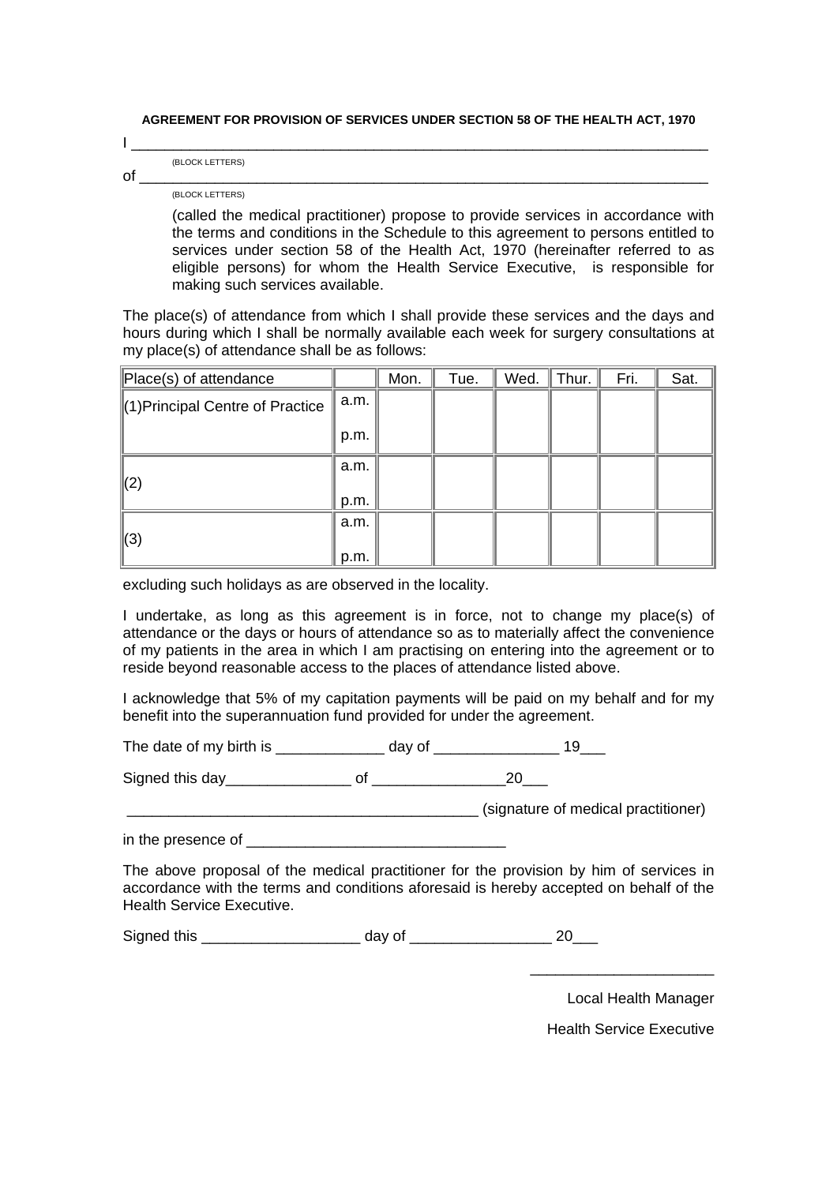**AGREEMENT FOR PROVISION OF SERVICES UNDER SECTION 58 OF THE HEALTH ACT, 1970**

I ___________________________________________________________________________

(BLOCK LETTERS)

of __________________________________________________________________________

(BLOCK LETTERS)

(called the medical practitioner) propose to provide services in accordance with the terms and conditions in the Schedule to this agreement to persons entitled to services under section 58 of the Health Act, 1970 (hereinafter referred to as eligible persons) for whom the Health Service Executive, is responsible for making such services available.

The place(s) of attendance from which I shall provide these services and the days and hours during which I shall be normally available each week for surgery consultations at my place(s) of attendance shall be as follows:

| Place(s) of attendance | | Mon. | Tue. | Wed. | Thur. | Fri. | Sat. |
|---|---|---|---|---|---|---|---|
| (1)Principal Centre of Practice | a.m. | | | | | | |
| | p.m. | | | | | | |
| (2) | a.m. | | | | | | |
| | p.m. | | | | | | |
| (3) | a.m. | | | | | | |
| | p.m. | | | | | | |

excluding such holidays as are observed in the locality.

I undertake, as long as this agreement is in force, not to change my place(s) of attendance or the days or hours of attendance so as to materially affect the convenience of my patients in the area in which I am practising on entering into the agreement or to reside beyond reasonable access to the places of attendance listed above.

I acknowledge that 5% of my capitation payments will be paid on my behalf and for my benefit into the superannuation fund provided for under the agreement.

The date of my birth is _____________ day of _______________ 19___

Signed this day_______________ of ________________20___

__________________________________________ (signature of medical practitioner)

in the presence of _______________________________

The above proposal of the medical practitioner for the provision by him of services in accordance with the terms and conditions aforesaid is hereby accepted on behalf of the Health Service Executive.

Signed this ___________________ day of _________________ 20___

______________________

Local Health Manager

Health Service Executive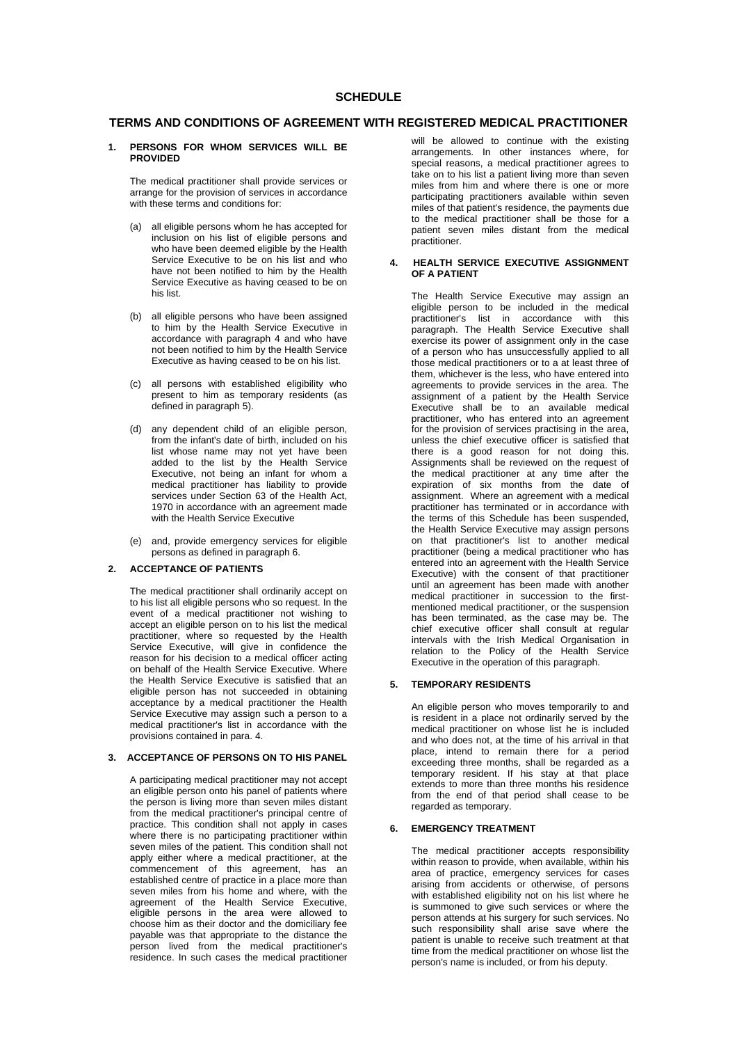# SCHEDULE

## TERMS AND CONDITIONS OF AGREEMENT WITH REGISTERED MEDICAL PRACTITIONER

### 1. PERSONS FOR WHOM SERVICES WILL BE PROVIDED

The medical practitioner shall provide services or arrange for the provision of services in accordance with these terms and conditions for:

(a) all eligible persons whom he has accepted for inclusion on his list of eligible persons and who have been deemed eligible by the Health Service Executive to be on his list and who have not been notified to him by the Health Service Executive as having ceased to be on his list.

(b) all eligible persons who have been assigned to him by the Health Service Executive in accordance with paragraph 4 and who have not been notified to him by the Health Service Executive as having ceased to be on his list.

(c) all persons with established eligibility who present to him as temporary residents (as defined in paragraph 5).

(d) any dependent child of an eligible person, from the infant's date of birth, included on his list whose name may not yet have been added to the list by the Health Service Executive, not being an infant for whom a medical practitioner has liability to provide services under Section 63 of the Health Act, 1970 in accordance with an agreement made with the Health Service Executive

(e) and, provide emergency services for eligible persons as defined in paragraph 6.

### 2. ACCEPTANCE OF PATIENTS

The medical practitioner shall ordinarily accept on to his list all eligible persons who so request. In the event of a medical practitioner not wishing to accept an eligible person on to his list the medical practitioner, where so requested by the Health Service Executive, will give in confidence the reason for his decision to a medical officer acting on behalf of the Health Service Executive. Where the Health Service Executive is satisfied that an eligible person has not succeeded in obtaining acceptance by a medical practitioner the Health Service Executive may assign such a person to a medical practitioner's list in accordance with the provisions contained in para. 4.

### 3. ACCEPTANCE OF PERSONS ON TO HIS PANEL

A participating medical practitioner may not accept an eligible person onto his panel of patients where the person is living more than seven miles distant from the medical practitioner's principal centre of practice. This condition shall not apply in cases where there is no participating practitioner within seven miles of the patient. This condition shall not apply either where a medical practitioner, at the commencement of this agreement, has an established centre of practice in a place more than seven miles from his home and where, with the agreement of the Health Service Executive, eligible persons in the area were allowed to choose him as their doctor and the domiciliary fee payable was that appropriate to the distance the person lived from the medical practitioner's residence. In such cases the medical practitioner will be allowed to continue with the existing arrangements. In other instances where, for special reasons, a medical practitioner agrees to take on to his list a patient living more than seven miles from him and where there is one or more participating practitioners available within seven miles of that patient's residence, the payments due to the medical practitioner shall be those for a patient seven miles distant from the medical practitioner.

### 4. HEALTH SERVICE EXECUTIVE ASSIGNMENT OF A PATIENT

The Health Service Executive may assign an eligible person to be included in the medical practitioner's list in accordance with this paragraph. The Health Service Executive shall exercise its power of assignment only in the case of a person who has unsuccessfully applied to all those medical practitioners or to a at least three of them, whichever is the less, who have entered into agreements to provide services in the area. The assignment of a patient by the Health Service Executive shall be to an available medical practitioner, who has entered into an agreement for the provision of services practising in the area, unless the chief executive officer is satisfied that there is a good reason for not doing this. Assignments shall be reviewed on the request of the medical practitioner at any time after the expiration of six months from the date of assignment. Where an agreement with a medical practitioner has terminated or in accordance with the terms of this Schedule has been suspended, the Health Service Executive may assign persons on that practitioner's list to another medical practitioner (being a medical practitioner who has entered into an agreement with the Health Service Executive) with the consent of that practitioner until an agreement has been made with another medical practitioner in succession to the first-mentioned medical practitioner, or the suspension has been terminated, as the case may be. The chief executive officer shall consult at regular intervals with the Irish Medical Organisation in relation to the Policy of the Health Service Executive in the operation of this paragraph.

### 5. TEMPORARY RESIDENTS

An eligible person who moves temporarily to and is resident in a place not ordinarily served by the medical practitioner on whose list he is included and who does not, at the time of his arrival in that place, intend to remain there for a period exceeding three months, shall be regarded as a temporary resident. If his stay at that place extends to more than three months his residence from the end of that period shall cease to be regarded as temporary.

### 6. EMERGENCY TREATMENT

The medical practitioner accepts responsibility within reason to provide, when available, within his area of practice, emergency services for cases arising from accidents or otherwise, of persons with established eligibility not on his list where he is summoned to give such services or where the person attends at his surgery for such services. No such responsibility shall arise save where the patient is unable to receive such treatment at that time from the medical practitioner on whose list the person's name is included, or from his deputy.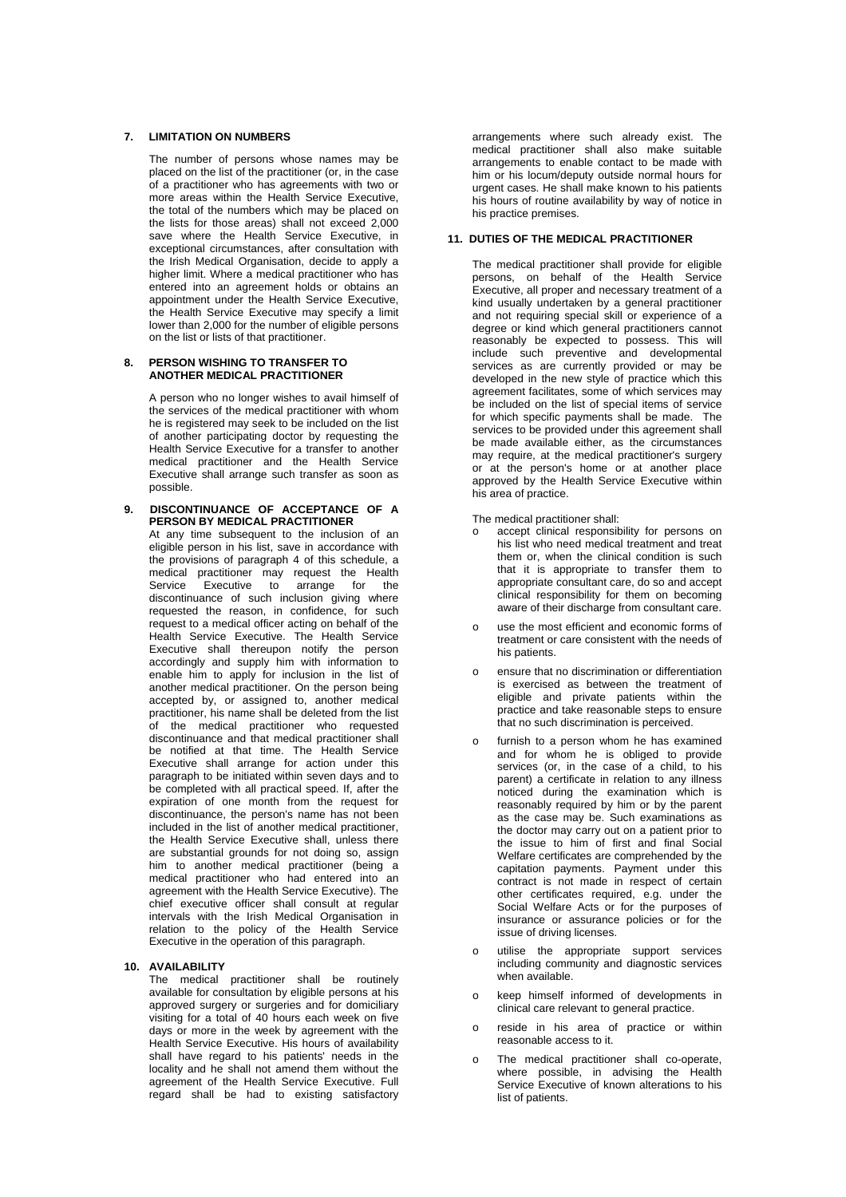## 7. LIMITATION ON NUMBERS

The number of persons whose names may be placed on the list of the practitioner (or, in the case of a practitioner who has agreements with two or more areas within the Health Service Executive, the total of the numbers which may be placed on the lists for those areas) shall not exceed 2,000 save where the Health Service Executive, in exceptional circumstances, after consultation with the Irish Medical Organisation, decide to apply a higher limit. Where a medical practitioner who has entered into an agreement holds or obtains an appointment under the Health Service Executive, the Health Service Executive may specify a limit lower than 2,000 for the number of eligible persons on the list or lists of that practitioner.

## 8. PERSON WISHING TO TRANSFER TO ANOTHER MEDICAL PRACTITIONER

A person who no longer wishes to avail himself of the services of the medical practitioner with whom he is registered may seek to be included on the list of another participating doctor by requesting the Health Service Executive for a transfer to another medical practitioner and the Health Service Executive shall arrange such transfer as soon as possible.

## 9. DISCONTINUANCE OF ACCEPTANCE OF A PERSON BY MEDICAL PRACTITIONER

At any time subsequent to the inclusion of an eligible person in his list, save in accordance with the provisions of paragraph 4 of this schedule, a medical practitioner may request the Health Service Executive to arrange for the discontinuance of such inclusion giving where requested the reason, in confidence, for such request to a medical officer acting on behalf of the Health Service Executive. The Health Service Executive shall thereupon notify the person accordingly and supply him with information to enable him to apply for inclusion in the list of another medical practitioner. On the person being accepted by, or assigned to, another medical practitioner, his name shall be deleted from the list of the medical practitioner who requested discontinuance and that medical practitioner shall be notified at that time. The Health Service Executive shall arrange for action under this paragraph to be initiated within seven days and to be completed with all practical speed. If, after the expiration of one month from the request for discontinuance, the person's name has not been included in the list of another medical practitioner, the Health Service Executive shall, unless there are substantial grounds for not doing so, assign him to another medical practitioner (being a medical practitioner who had entered into an agreement with the Health Service Executive). The chief executive officer shall consult at regular intervals with the Irish Medical Organisation in relation to the policy of the Health Service Executive in the operation of this paragraph.

## 10. AVAILABILITY

The medical practitioner shall be routinely available for consultation by eligible persons at his approved surgery or surgeries and for domiciliary visiting for a total of 40 hours each week on five days or more in the week by agreement with the Health Service Executive. His hours of availability shall have regard to his patients' needs in the locality and he shall not amend them without the agreement of the Health Service Executive. Full regard shall be had to existing satisfactory arrangements where such already exist. The medical practitioner shall also make suitable arrangements to enable contact to be made with him or his locum/deputy outside normal hours for urgent cases. He shall make known to his patients his hours of routine availability by way of notice in his practice premises.

## 11. DUTIES OF THE MEDICAL PRACTITIONER

The medical practitioner shall provide for eligible persons, on behalf of the Health Service Executive, all proper and necessary treatment of a kind usually undertaken by a general practitioner and not requiring special skill or experience of a degree or kind which general practitioners cannot reasonably be expected to possess. This will include such preventive and developmental services as are currently provided or may be developed in the new style of practice which this agreement facilitates, some of which services may be included on the list of special items of service for which specific payments shall be made. The services to be provided under this agreement shall be made available either, as the circumstances may require, at the medical practitioner's surgery or at the person's home or at another place approved by the Health Service Executive within his area of practice.

The medical practitioner shall:

- accept clinical responsibility for persons on his list who need medical treatment and treat them or, when the clinical condition is such that it is appropriate to transfer them to appropriate consultant care, do so and accept clinical responsibility for them on becoming aware of their discharge from consultant care.
- use the most efficient and economic forms of treatment or care consistent with the needs of his patients.
- ensure that no discrimination or differentiation is exercised as between the treatment of eligible and private patients within the practice and take reasonable steps to ensure that no such discrimination is perceived.
- furnish to a person whom he has examined and for whom he is obliged to provide services (or, in the case of a child, to his parent) a certificate in relation to any illness noticed during the examination which is reasonably required by him or by the parent as the case may be. Such examinations as the doctor may carry out on a patient prior to the issue to him of first and final Social Welfare certificates are comprehended by the capitation payments. Payment under this contract is not made in respect of certain other certificates required, e.g. under the Social Welfare Acts or for the purposes of insurance or assurance policies or for the issue of driving licenses.
- utilise the appropriate support services including community and diagnostic services when available.
- keep himself informed of developments in clinical care relevant to general practice.
- reside in his area of practice or within reasonable access to it.
- The medical practitioner shall co-operate, where possible, in advising the Health Service Executive of known alterations to his list of patients.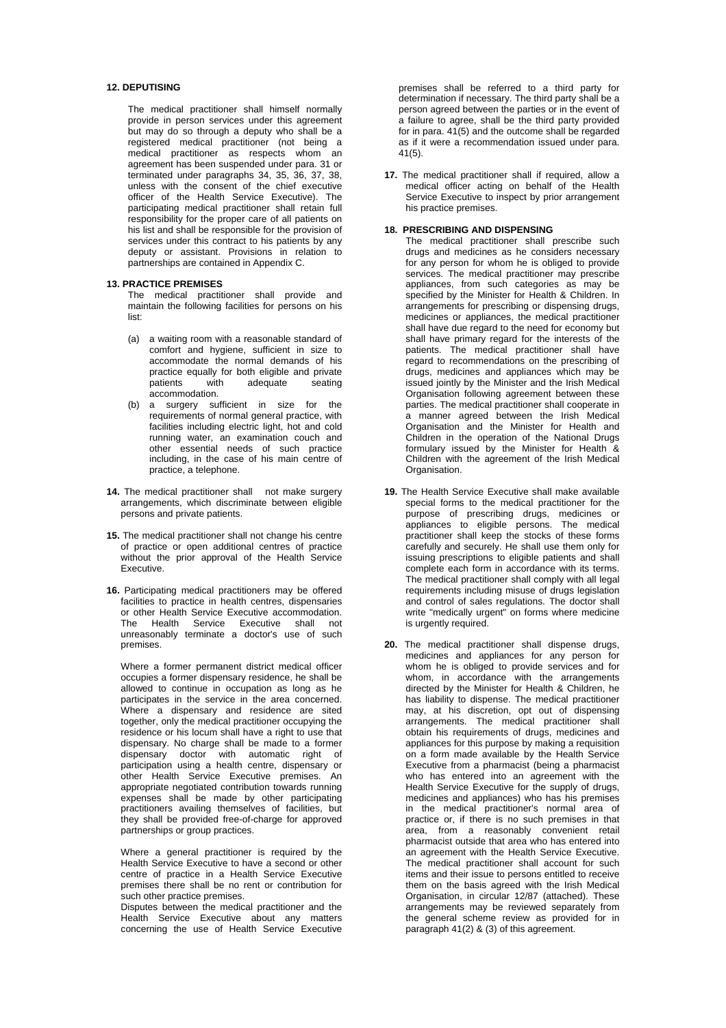## 12. DEPUTISING

The medical practitioner shall himself normally provide in person services under this agreement but may do so through a deputy who shall be a registered medical practitioner (not being a medical practitioner as respects whom an agreement has been suspended under para. 31 or terminated under paragraphs 34, 35, 36, 37, 38, unless with the consent of the chief executive officer of the Health Service Executive). The participating medical practitioner shall retain full responsibility for the proper care of all patients on his list and shall be responsible for the provision of services under this contract to his patients by any deputy or assistant. Provisions in relation to partnerships are contained in Appendix C.

## 13. PRACTICE PREMISES

The medical practitioner shall provide and maintain the following facilities for persons on his list:

(a) a waiting room with a reasonable standard of comfort and hygiene, sufficient in size to accommodate the normal demands of his practice equally for both eligible and private patients with adequate seating accommodation.

(b) a surgery sufficient in size for the requirements of normal general practice, with facilities including electric light, hot and cold running water, an examination couch and other essential needs of such practice including, in the case of his main centre of practice, a telephone.

**14.** The medical practitioner shall not make surgery arrangements, which discriminate between eligible persons and private patients.

**15.** The medical practitioner shall not change his centre of practice or open additional centres of practice without the prior approval of the Health Service Executive.

**16.** Participating medical practitioners may be offered facilities to practice in health centres, dispensaries or other Health Service Executive accommodation. The Health Service Executive shall not unreasonably terminate a doctor's use of such premises.

Where a former permanent district medical officer occupies a former dispensary residence, he shall be allowed to continue in occupation as long as he participates in the service in the area concerned. Where a dispensary and residence are sited together, only the medical practitioner occupying the residence or his locum shall have a right to use that dispensary. No charge shall be made to a former dispensary doctor with automatic right of participation using a health centre, dispensary or other Health Service Executive premises. An appropriate negotiated contribution towards running expenses shall be made by other participating practitioners availing themselves of facilities, but they shall be provided free-of-charge for approved partnerships or group practices.

Where a general practitioner is required by the Health Service Executive to have a second or other centre of practice in a Health Service Executive premises there shall be no rent or contribution for such other practice premises.

Disputes between the medical practitioner and the Health Service Executive about any matters concerning the use of Health Service Executive premises shall be referred to a third party for determination if necessary. The third party shall be a person agreed between the parties or in the event of a failure to agree, shall be the third party provided for in para. 41(5) and the outcome shall be regarded as if it were a recommendation issued under para. 41(5).

**17.** The medical practitioner shall if required, allow a medical officer acting on behalf of the Health Service Executive to inspect by prior arrangement his practice premises.

## 18. PRESCRIBING AND DISPENSING

The medical practitioner shall prescribe such drugs and medicines as he considers necessary for any person for whom he is obliged to provide services. The medical practitioner may prescribe appliances, from such categories as may be specified by the Minister for Health & Children. In arrangements for prescribing or dispensing drugs, medicines or appliances, the medical practitioner shall have due regard to the need for economy but shall have primary regard for the interests of the patients. The medical practitioner shall have regard to recommendations on the prescribing of drugs, medicines and appliances which may be issued jointly by the Minister and the Irish Medical Organisation following agreement between these parties. The medical practitioner shall cooperate in a manner agreed between the Irish Medical Organisation and the Minister for Health and Children in the operation of the National Drugs formulary issued by the Minister for Health & Children with the agreement of the Irish Medical Organisation.

**19.** The Health Service Executive shall make available special forms to the medical practitioner for the purpose of prescribing drugs, medicines or appliances to eligible persons. The medical practitioner shall keep the stocks of these forms carefully and securely. He shall use them only for issuing prescriptions to eligible patients and shall complete each form in accordance with its terms. The medical practitioner shall comply with all legal requirements including misuse of drugs legislation and control of sales regulations. The doctor shall write "medically urgent" on forms where medicine is urgently required.

**20.** The medical practitioner shall dispense drugs, medicines and appliances for any person for whom he is obliged to provide services and for whom, in accordance with the arrangements directed by the Minister for Health & Children, he has liability to dispense. The medical practitioner may, at his discretion, opt out of dispensing arrangements. The medical practitioner shall obtain his requirements of drugs, medicines and appliances for this purpose by making a requisition on a form made available by the Health Service Executive from a pharmacist (being a pharmacist who has entered into an agreement with the Health Service Executive for the supply of drugs, medicines and appliances) who has his premises in the medical practitioner's normal area of practice or, if there is no such premises in that area, from a reasonably convenient retail pharmacist outside that area who has entered into an agreement with the Health Service Executive. The medical practitioner shall account for such items and their issue to persons entitled to receive them on the basis agreed with the Irish Medical Organisation, in circular 12/87 (attached). These arrangements may be reviewed separately from the general scheme review as provided for in paragraph 41(2) & (3) of this agreement.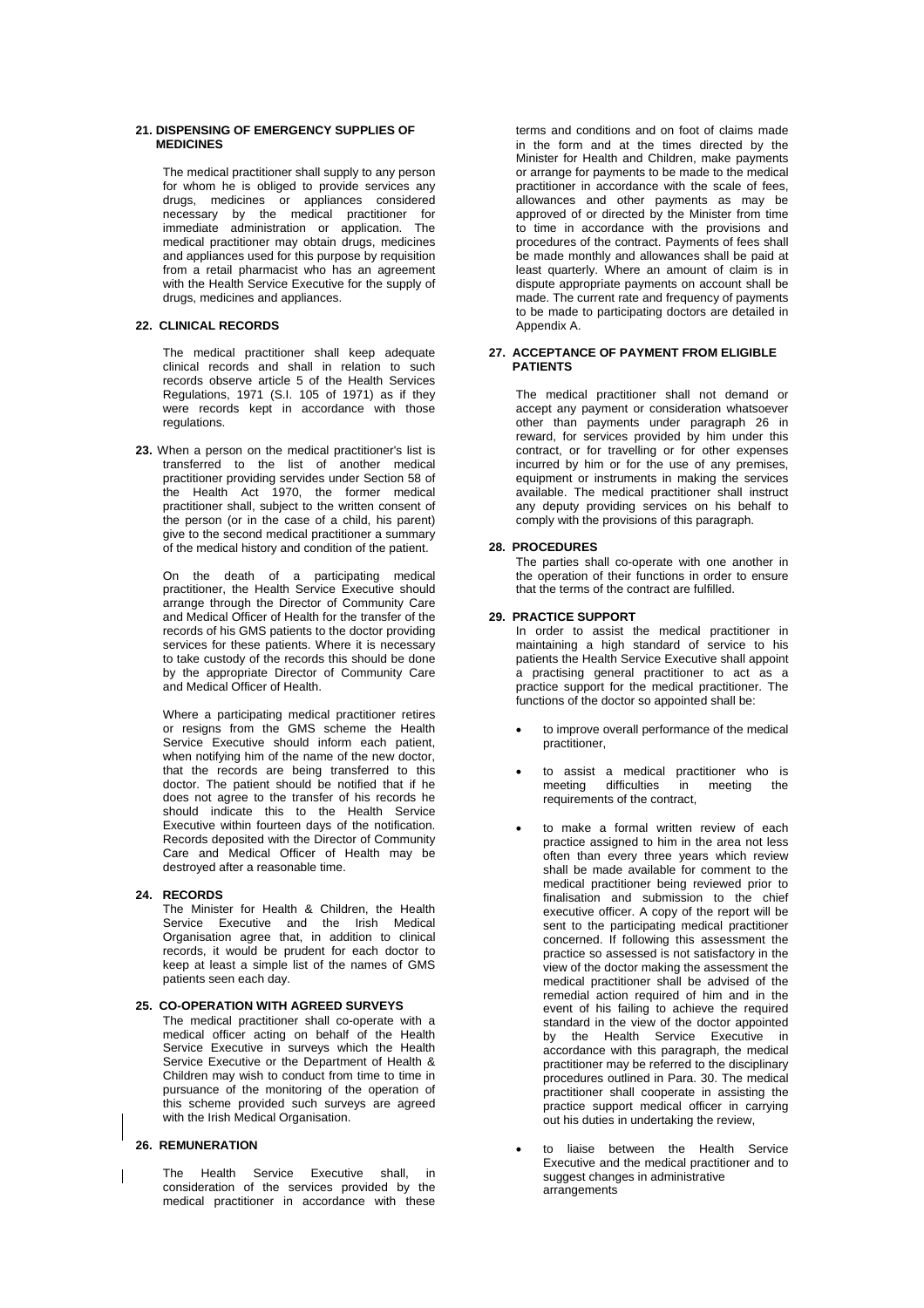#### 21. DISPENSING OF EMERGENCY SUPPLIES OF MEDICINES

The medical practitioner shall supply to any person for whom he is obliged to provide services any drugs, medicines or appliances considered necessary by the medical practitioner for immediate administration or application. The medical practitioner may obtain drugs, medicines and appliances used for this purpose by requisition from a retail pharmacist who has an agreement with the Health Service Executive for the supply of drugs, medicines and appliances.

#### 22. CLINICAL RECORDS

The medical practitioner shall keep adequate clinical records and shall in relation to such records observe article 5 of the Health Services Regulations, 1971 (S.I. 105 of 1971) as if they were records kept in accordance with those regulations.

**23.** When a person on the medical practitioner's list is transferred to the list of another medical practitioner providing servides under Section 58 of the Health Act 1970, the former medical practitioner shall, subject to the written consent of the person (or in the case of a child, his parent) give to the second medical practitioner a summary of the medical history and condition of the patient.

On the death of a participating medical practitioner, the Health Service Executive should arrange through the Director of Community Care and Medical Officer of Health for the transfer of the records of his GMS patients to the doctor providing services for these patients. Where it is necessary to take custody of the records this should be done by the appropriate Director of Community Care and Medical Officer of Health.

Where a participating medical practitioner retires or resigns from the GMS scheme the Health Service Executive should inform each patient, when notifying him of the name of the new doctor, that the records are being transferred to this doctor. The patient should be notified that if he does not agree to the transfer of his records he should indicate this to the Health Service Executive within fourteen days of the notification. Records deposited with the Director of Community Care and Medical Officer of Health may be destroyed after a reasonable time.

#### 24. RECORDS

The Minister for Health & Children, the Health Service Executive and the Irish Medical Organisation agree that, in addition to clinical records, it would be prudent for each doctor to keep at least a simple list of the names of GMS patients seen each day.

#### 25. CO-OPERATION WITH AGREED SURVEYS

The medical practitioner shall co-operate with a medical officer acting on behalf of the Health Service Executive in surveys which the Health Service Executive or the Department of Health & Children may wish to conduct from time to time in pursuance of the monitoring of the operation of this scheme provided such surveys are agreed with the Irish Medical Organisation.

#### 26. REMUNERATION

The Health Service Executive shall, in consideration of the services provided by the medical practitioner in accordance with these terms and conditions and on foot of claims made in the form and at the times directed by the Minister for Health and Children, make payments or arrange for payments to be made to the medical practitioner in accordance with the scale of fees, allowances and other payments as may be approved of or directed by the Minister from time to time in accordance with the provisions and procedures of the contract. Payments of fees shall be made monthly and allowances shall be paid at least quarterly. Where an amount of claim is in dispute appropriate payments on account shall be made. The current rate and frequency of payments to be made to participating doctors are detailed in Appendix A.

#### 27. ACCEPTANCE OF PAYMENT FROM ELIGIBLE PATIENTS

The medical practitioner shall not demand or accept any payment or consideration whatsoever other than payments under paragraph 26 in reward, for services provided by him under this contract, or for travelling or for other expenses incurred by him or for the use of any premises, equipment or instruments in making the services available. The medical practitioner shall instruct any deputy providing services on his behalf to comply with the provisions of this paragraph.

#### 28. PROCEDURES

The parties shall co-operate with one another in the operation of their functions in order to ensure that the terms of the contract are fulfilled.

#### 29. PRACTICE SUPPORT

In order to assist the medical practitioner in maintaining a high standard of service to his patients the Health Service Executive shall appoint a practising general practitioner to act as a practice support for the medical practitioner. The functions of the doctor so appointed shall be:

- to improve overall performance of the medical practitioner,
- to assist a medical practitioner who is meeting difficulties in meeting the requirements of the contract,
- to make a formal written review of each practice assigned to him in the area not less often than every three years which review shall be made available for comment to the medical practitioner being reviewed prior to finalisation and submission to the chief executive officer. A copy of the report will be sent to the participating medical practitioner concerned. If following this assessment the practice so assessed is not satisfactory in the view of the doctor making the assessment the medical practitioner shall be advised of the remedial action required of him and in the event of his failing to achieve the required standard in the view of the doctor appointed by the Health Service Executive in accordance with this paragraph, the medical practitioner may be referred to the disciplinary procedures outlined in Para. 30. The medical practitioner shall cooperate in assisting the practice support medical officer in carrying out his duties in undertaking the review,
- to liaise between the Health Service Executive and the medical practitioner and to suggest changes in administrative arrangements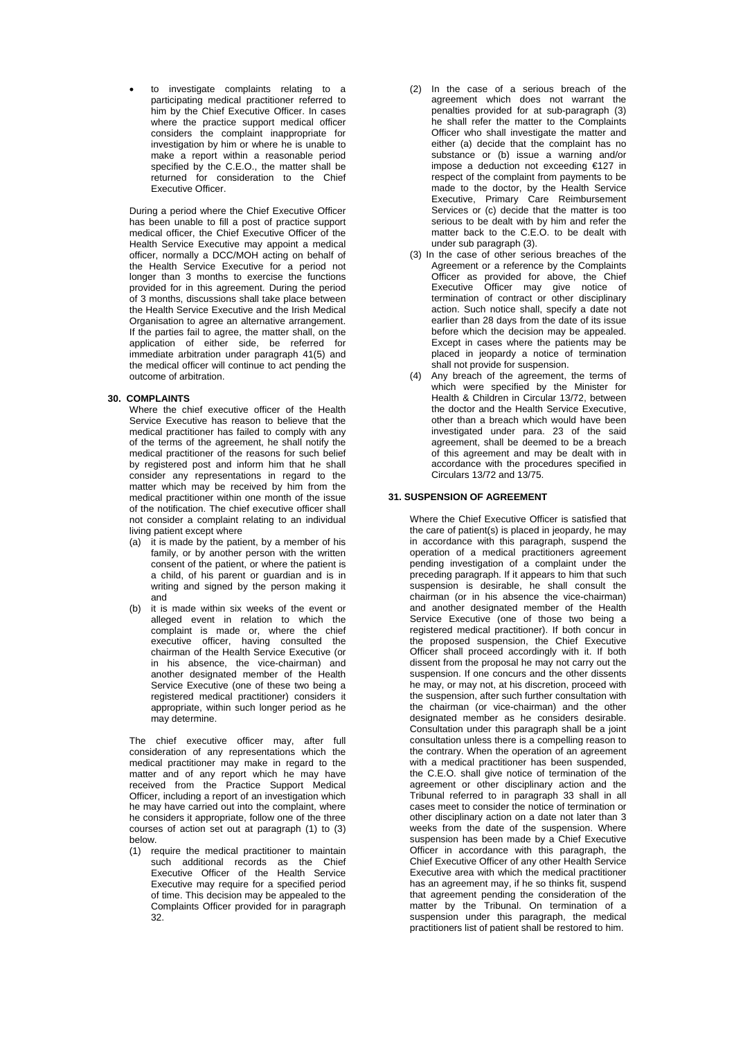- to investigate complaints relating to a participating medical practitioner referred to him by the Chief Executive Officer. In cases where the practice support medical officer considers the complaint inappropriate for investigation by him or where he is unable to make a report within a reasonable period specified by the C.E.O., the matter shall be returned for consideration to the Chief Executive Officer.

During a period where the Chief Executive Officer has been unable to fill a post of practice support medical officer, the Chief Executive Officer of the Health Service Executive may appoint a medical officer, normally a DCC/MOH acting on behalf of the Health Service Executive for a period not longer than 3 months to exercise the functions provided for in this agreement. During the period of 3 months, discussions shall take place between the Health Service Executive and the Irish Medical Organisation to agree an alternative arrangement. If the parties fail to agree, the matter shall, on the application of either side, be referred for immediate arbitration under paragraph 41(5) and the medical officer will continue to act pending the outcome of arbitration.

## 30. COMPLAINTS

Where the chief executive officer of the Health Service Executive has reason to believe that the medical practitioner has failed to comply with any of the terms of the agreement, he shall notify the medical practitioner of the reasons for such belief by registered post and inform him that he shall consider any representations in regard to the matter which may be received by him from the medical practitioner within one month of the issue of the notification. The chief executive officer shall not consider a complaint relating to an individual living patient except where

(a) it is made by the patient, by a member of his family, or by another person with the written consent of the patient, or where the patient is a child, of his parent or guardian and is in writing and signed by the person making it and
(b) it is made within six weeks of the event or alleged event in relation to which the complaint is made or, where the chief executive officer, having consulted the chairman of the Health Service Executive (or in his absence, the vice-chairman) and another designated member of the Health Service Executive (one of these two being a registered medical practitioner) considers it appropriate, within such longer period as he may determine.

The chief executive officer may, after full consideration of any representations which the medical practitioner may make in regard to the matter and of any report which he may have received from the Practice Support Medical Officer, including a report of an investigation which he may have carried out into the complaint, where he considers it appropriate, follow one of the three courses of action set out at paragraph (1) to (3) below.

(1) require the medical practitioner to maintain such additional records as the Chief Executive Officer of the Health Service Executive may require for a specified period of time. This decision may be appealed to the Complaints Officer provided for in paragraph 32.
(2) In the case of a serious breach of the agreement which does not warrant the penalties provided for at sub-paragraph (3) he shall refer the matter to the Complaints Officer who shall investigate the matter and either (a) decide that the complaint has no substance or (b) issue a warning and/or impose a deduction not exceeding €127 in respect of the complaint from payments to be made to the doctor, by the Health Service Executive, Primary Care Reimbursement Services or (c) decide that the matter is too serious to be dealt with by him and refer the matter back to the C.E.O. to be dealt with under sub paragraph (3).
(3) In the case of other serious breaches of the Agreement or a reference by the Complaints Officer as provided for above, the Chief Executive Officer may give notice of termination of contract or other disciplinary action. Such notice shall, specify a date not earlier than 28 days from the date of its issue before which the decision may be appealed. Except in cases where the patients may be placed in jeopardy a notice of termination shall not provide for suspension.
(4) Any breach of the agreement, the terms of which were specified by the Minister for Health & Children in Circular 13/72, between the doctor and the Health Service Executive, other than a breach which would have been investigated under para. 23 of the said agreement, shall be deemed to be a breach of this agreement and may be dealt with in accordance with the procedures specified in Circulars 13/72 and 13/75.

## 31. SUSPENSION OF AGREEMENT

Where the Chief Executive Officer is satisfied that the care of patient(s) is placed in jeopardy, he may in accordance with this paragraph, suspend the operation of a medical practitioners agreement pending investigation of a complaint under the preceding paragraph. If it appears to him that such suspension is desirable, he shall consult the chairman (or in his absence the vice-chairman) and another designated member of the Health Service Executive (one of those two being a registered medical practitioner). If both concur in the proposed suspension, the Chief Executive Officer shall proceed accordingly with it. If both dissent from the proposal he may not carry out the suspension. If one concurs and the other dissents he may, or may not, at his discretion, proceed with the suspension, after such further consultation with the chairman (or vice-chairman) and the other designated member as he considers desirable. Consultation under this paragraph shall be a joint consultation unless there is a compelling reason to the contrary. When the operation of an agreement with a medical practitioner has been suspended, the C.E.O. shall give notice of termination of the agreement or other disciplinary action and the Tribunal referred to in paragraph 33 shall in all cases meet to consider the notice of termination or other disciplinary action on a date not later than 3 weeks from the date of the suspension. Where suspension has been made by a Chief Executive Officer in accordance with this paragraph, the Chief Executive Officer of any other Health Service Executive area with which the medical practitioner has an agreement may, if he so thinks fit, suspend that agreement pending the consideration of the matter by the Tribunal. On termination of a suspension under this paragraph, the medical practitioners list of patient shall be restored to him.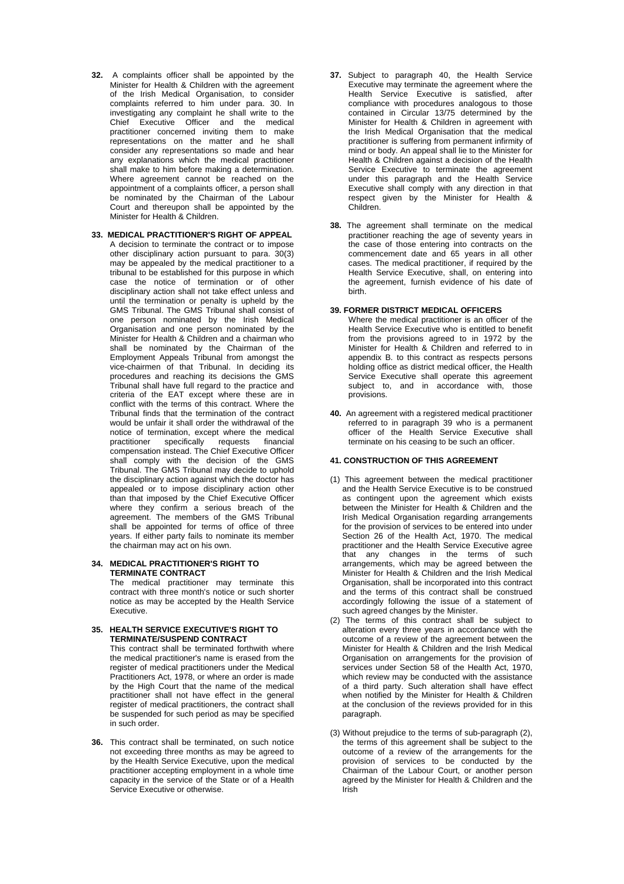**32.** A complaints officer shall be appointed by the Minister for Health & Children with the agreement of the Irish Medical Organisation, to consider complaints referred to him under para. 30. In investigating any complaint he shall write to the Chief Executive Officer and the medical practitioner concerned inviting them to make representations on the matter and he shall consider any representations so made and hear any explanations which the medical practitioner shall make to him before making a determination. Where agreement cannot be reached on the appointment of a complaints officer, a person shall be nominated by the Chairman of the Labour Court and thereupon shall be appointed by the Minister for Health & Children.

**33. MEDICAL PRACTITIONER'S RIGHT OF APPEAL**

A decision to terminate the contract or to impose other disciplinary action pursuant to para. 30(3) may be appealed by the medical practitioner to a tribunal to be established for this purpose in which case the notice of termination or of other disciplinary action shall not take effect unless and until the termination or penalty is upheld by the GMS Tribunal. The GMS Tribunal shall consist of one person nominated by the Irish Medical Organisation and one person nominated by the Minister for Health & Children and a chairman who shall be nominated by the Chairman of the Employment Appeals Tribunal from amongst the vice-chairmen of that Tribunal. In deciding its procedures and reaching its decisions the GMS Tribunal shall have full regard to the practice and criteria of the EAT except where these are in conflict with the terms of this contract. Where the Tribunal finds that the termination of the contract would be unfair it shall order the withdrawal of the notice of termination, except where the medical practitioner specifically requests financial compensation instead. The Chief Executive Officer shall comply with the decision of the GMS Tribunal. The GMS Tribunal may decide to uphold the disciplinary action against which the doctor has appealed or to impose disciplinary action other than that imposed by the Chief Executive Officer where they confirm a serious breach of the agreement. The members of the GMS Tribunal shall be appointed for terms of office of three years. If either party fails to nominate its member the chairman may act on his own.

**34. MEDICAL PRACTITIONER'S RIGHT TO TERMINATE CONTRACT**

The medical practitioner may terminate this contract with three month's notice or such shorter notice as may be accepted by the Health Service Executive.

**35. HEALTH SERVICE EXECUTIVE'S RIGHT TO TERMINATE/SUSPEND CONTRACT**

This contract shall be terminated forthwith where the medical practitioner's name is erased from the register of medical practitioners under the Medical Practitioners Act, 1978, or where an order is made by the High Court that the name of the medical practitioner shall not have effect in the general register of medical practitioners, the contract shall be suspended for such period as may be specified in such order.

**36.** This contract shall be terminated, on such notice not exceeding three months as may be agreed to by the Health Service Executive, upon the medical practitioner accepting employment in a whole time capacity in the service of the State or of a Health Service Executive or otherwise.

**37.** Subject to paragraph 40, the Health Service Executive may terminate the agreement where the Health Service Executive is satisfied, after compliance with procedures analogous to those contained in Circular 13/75 determined by the Minister for Health & Children in agreement with the Irish Medical Organisation that the medical practitioner is suffering from permanent infirmity of mind or body. An appeal shall lie to the Minister for Health & Children against a decision of the Health Service Executive to terminate the agreement under this paragraph and the Health Service Executive shall comply with any direction in that respect given by the Minister for Health & Children.

**38.** The agreement shall terminate on the medical practitioner reaching the age of seventy years in the case of those entering into contracts on the commencement date and 65 years in all other cases. The medical practitioner, if required by the Health Service Executive, shall, on entering into the agreement, furnish evidence of his date of birth.

**39. FORMER DISTRICT MEDICAL OFFICERS**

Where the medical practitioner is an officer of the Health Service Executive who is entitled to benefit from the provisions agreed to in 1972 by the Minister for Health & Children and referred to in appendix B. to this contract as respects persons holding office as district medical officer, the Health Service Executive shall operate this agreement subject to, and in accordance with, those provisions.

**40.** An agreement with a registered medical practitioner referred to in paragraph 39 who is a permanent officer of the Health Service Executive shall terminate on his ceasing to be such an officer.

**41. CONSTRUCTION OF THIS AGREEMENT**

(1) This agreement between the medical practitioner and the Health Service Executive is to be construed as contingent upon the agreement which exists between the Minister for Health & Children and the Irish Medical Organisation regarding arrangements for the provision of services to be entered into under Section 26 of the Health Act, 1970. The medical practitioner and the Health Service Executive agree that any changes in the terms of such arrangements, which may be agreed between the Minister for Health & Children and the Irish Medical Organisation, shall be incorporated into this contract and the terms of this contract shall be construed accordingly following the issue of a statement of such agreed changes by the Minister.

(2) The terms of this contract shall be subject to alteration every three years in accordance with the outcome of a review of the agreement between the Minister for Health & Children and the Irish Medical Organisation on arrangements for the provision of services under Section 58 of the Health Act, 1970, which review may be conducted with the assistance of a third party. Such alteration shall have effect when notified by the Minister for Health & Children at the conclusion of the reviews provided for in this paragraph.

(3) Without prejudice to the terms of sub-paragraph (2), the terms of this agreement shall be subject to the outcome of a review of the arrangements for the provision of services to be conducted by the Chairman of the Labour Court, or another person agreed by the Minister for Health & Children and the Irish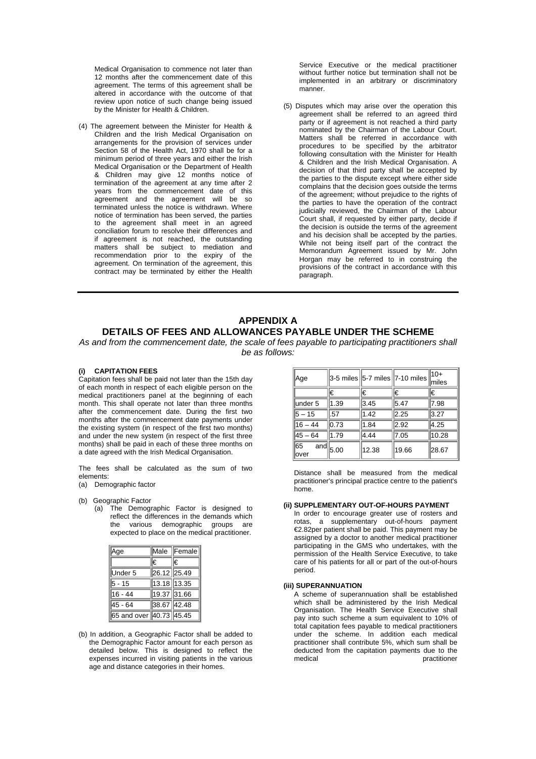Medical Organisation to commence not later than 12 months after the commencement date of this agreement. The terms of this agreement shall be altered in accordance with the outcome of that review upon notice of such change being issued by the Minister for Health & Children.

(4) The agreement between the Minister for Health & Children and the Irish Medical Organisation on arrangements for the provision of services under Section 58 of the Health Act, 1970 shall be for a minimum period of three years and either the Irish Medical Organisation or the Department of Health & Children may give 12 months notice of termination of the agreement at any time after 2 years from the commencement date of this agreement and the agreement will be so terminated unless the notice is withdrawn. Where notice of termination has been served, the parties to the agreement shall meet in an agreed conciliation forum to resolve their differences and if agreement is not reached, the outstanding matters shall be subject to mediation and recommendation prior to the expiry of the agreement. On termination of the agreement, this contract may be terminated by either the Health Service Executive or the medical practitioner without further notice but termination shall not be implemented in an arbitrary or discriminatory manner.

(5) Disputes which may arise over the operation this agreement shall be referred to an agreed third party or if agreement is not reached a third party nominated by the Chairman of the Labour Court. Matters shall be referred in accordance with procedures to be specified by the arbitrator following consultation with the Minister for Health & Children and the Irish Medical Organisation. A decision of that third party shall be accepted by the parties to the dispute except where either side complains that the decision goes outside the terms of the agreement; without prejudice to the rights of the parties to have the operation of the contract judicially reviewed, the Chairman of the Labour Court shall, if requested by either party, decide if the decision is outside the terms of the agreement and his decision shall be accepted by the parties. While not being itself part of the contract the Memorandum Agreement issued by Mr. John Horgan may be referred to in construing the provisions of the contract in accordance with this paragraph.

## APPENDIX A
## DETAILS OF FEES AND ALLOWANCES PAYABLE UNDER THE SCHEME

*As and from the commencement date, the scale of fees payable to participating practitioners shall be as follows:*

**(i) CAPITATION FEES**

Capitation fees shall be paid not later than the 15th day of each month in respect of each eligible person on the medical practitioners panel at the beginning of each month. This shall operate not later than three months after the commencement date. During the first two months after the commencement date payments under the existing system (in respect of the first two months) and under the new system (in respect of the first three months) shall be paid in each of these three months on a date agreed with the Irish Medical Organisation.

The fees shall be calculated as the sum of two elements:
(a) Demographic factor

(b) Geographic Factor
(a) The Demographic Factor is designed to reflect the differences in the demands which the various demographic groups are expected to place on the medical practitioner.

| Age | Male | Female |
|---|---|---|
| | € | € |
| Under 5 | 26.12 | 25.49 |
| 5 - 15 | 13.18 | 13.35 |
| 16 - 44 | 19.37 | 31.66 |
| 45 - 64 | 38.67 | 42.48 |
| 65 and over | 40.73 | 45.45 |

(b) In addition, a Geographic Factor shall be added to the Demographic Factor amount for each person as detailed below. This is designed to reflect the expenses incurred in visiting patients in the various age and distance categories in their homes.

| Age | 3-5 miles | 5-7 miles | 7-10 miles | 10+ miles |
|---|---|---|---|---|
| | € | € | € | € |
| under 5 | 1.39 | 3.45 | 5.47 | 7.98 |
| 5 – 15 | .57 | 1.42 | 2.25 | 3.27 |
| 16 – 44 | 0.73 | 1.84 | 2.92 | 4.25 |
| 45 – 64 | 1.79 | 4.44 | 7.05 | 10.28 |
| 65 and over | 5.00 | 12.38 | 19.66 | 28.67 |

Distance shall be measured from the medical practitioner's principal practice centre to the patient's home.

**(ii) SUPPLEMENTARY OUT-OF-HOURS PAYMENT**

In order to encourage greater use of rosters and rotas, a supplementary out-of-hours payment €2.82per patient shall be paid. This payment may be assigned by a doctor to another medical practitioner participating in the GMS who undertakes, with the permission of the Health Service Executive, to take care of his patients for all or part of the out-of-hours period.

**(iii) SUPERANNUATION**

A scheme of superannuation shall be established which shall be administered by the Irish Medical Organisation. The Health Service Executive shall pay into such scheme a sum equivalent to 10% of total capitation fees payable to medical practitioners under the scheme. In addition each medical practitioner shall contribute 5%, which sum shall be deducted from the capitation payments due to the medical practitioner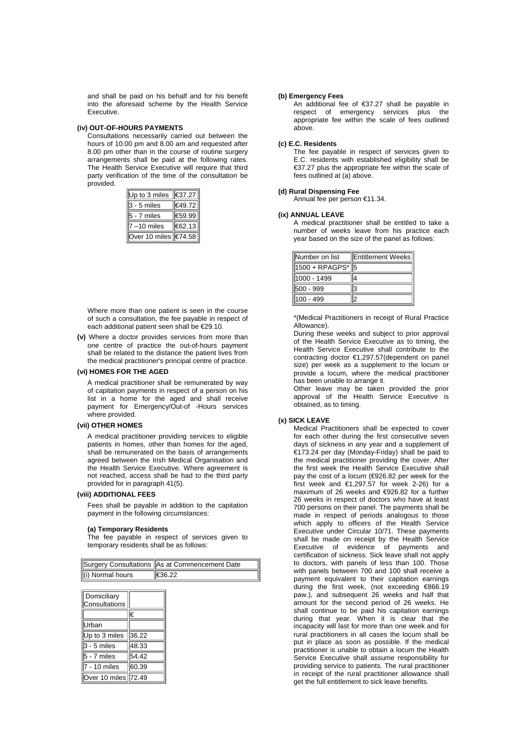and shall be paid on his behalf and for his benefit into the aforesaid scheme by the Health Service Executive.

**(iv) OUT-OF-HOURS PAYMENTS**

Consultations necessarily carried out between the hours of 10.00 pm and 8.00 am and requested after 8.00 pm other than in the course of routine surgery arrangements shall be paid at the following rates. The Health Service Executive will require that third party verification of the time of the consultation be provided.

| | |
|---|---|
| Up to 3 miles | €37.27 |
| 3 - 5 miles | €49.72 |
| 5 - 7 miles | €59.99 |
| 7 –10 miles | €62.13 |
| Over 10 miles | €74.58 |

Where more than one patient is seen in the course of such a consultation, the fee payable in respect of each additional patient seen shall be €29.10.

**(v)** Where a doctor provides services from more than one centre of practice the out-of-hours payment shall be related to the distance the patient lives from the medical practitioner's principal centre of practice.

**(vi) HOMES FOR THE AGED**

A medical practitioner shall be remunerated by way of capitation payments in respect of a person on his list in a home for the aged and shall receive payment for Emergency/Out-of -Hours services where provided.

**(vii) OTHER HOMES**

A medical practitioner providing services to eligible patients in homes, other than homes for the aged, shall be remunerated on the basis of arrangements agreed between the Irish Medical Organisation and the Health Service Executive. Where agreement is not reached, access shall be had to the third party provided for in paragraph 41(5).

**(viii) ADDITIONAL FEES**

Fees shall be payable in addition to the capitation payment in the following circumstances:

**(a) Temporary Residents**

The fee payable in respect of services given to temporary residents shall be as follows:

| Surgery Consultations | As at Commencement Date |
|---|---|
| (i) Normal hours | €36.22 |

| Domiciliary Consultations | |
|---|---|
| | € |
| Urban | |
| Up to 3 miles | 36.22 |
| 3 - 5 miles | 48.33 |
| 5 - 7 miles | 54.42 |
| 7 - 10 miles | 60.39 |
| Over 10 miles | 72.49 |

**(b) Emergency Fees**

An additional fee of €37.27 shall be payable in respect of emergency services plus the appropriate fee within the scale of fees outlined above.

**(c) E.C. Residents**

The fee payable in respect of services given to E.C. residents with established eligibility shall be €37.27 plus the appropriate fee within the scale of fees outlined at (a) above.

**(d) Rural Dispensing Fee**

Annual fee per person €11.34.

**(ix) ANNUAL LEAVE**

A medical practitioner shall be entitled to take a number of weeks leave from his practice each year based on the size of the panel as follows:

| Number on list | Entitlement Weeks |
|---|---|
| 1500 + RPAGPS* | 5 |
| 1000 - 1499 | 4 |
| 500 - 999 | 3 |
| 100 - 499 | 2 |

*(Medical Practitioners in receipt of Rural Practice Allowance).

During these weeks and subject to prior approval of the Health Service Executive as to timing, the Health Service Executive shall contribute to the contracting doctor €1,297.57(dependent on panel size) per week as a supplement to the locum or provide a locum, where the medical practitioner has been unable to arrange it.

Other leave may be taken provided the prior approval of the Health Service Executive is obtained, as to timing.

**(x) SICK LEAVE**

Medical Practitioners shall be expected to cover for each other during the first consecutive seven days of sickness in any year and a supplement of €173.24 per day (Monday-Friday) shall be paid to the medical practitioner providing the cover. After the first week the Health Service Executive shall pay the cost of a locum (€926.82 per week for the first week and €1,297.57 for week 2-26) for a maximum of 26 weeks and €926.82 for a further 26 weeks in respect of doctors who have at least 700 persons on their panel. The payments shall be made in respect of periods analogous to those which apply to officers of the Health Service Executive under Circular 10/71. These payments shall be made on receipt by the Health Service Executive of evidence of payments and certification of sickness. Sick leave shall not apply to doctors, with panels of less than 100. Those with panels between 700 and 100 shall receive a payment equivalent to their capitation earnings during the first week, (not exceeding €866.19 paw.), and subsequent 26 weeks and half that amount for the second period of 26 weeks. He shall continue to be paid his capitation earnings during that year. When it is clear that the incapacity will last for more than one week and for rural practitioners in all cases the locum shall be put in place as soon as possible. If the medical practitioner is unable to obtain a locum the Health Service Executive shall assume responsibility for providing service to patients. The rural practitioner in receipt of the rural practitioner allowance shall get the full entitlement to sick leave benefits.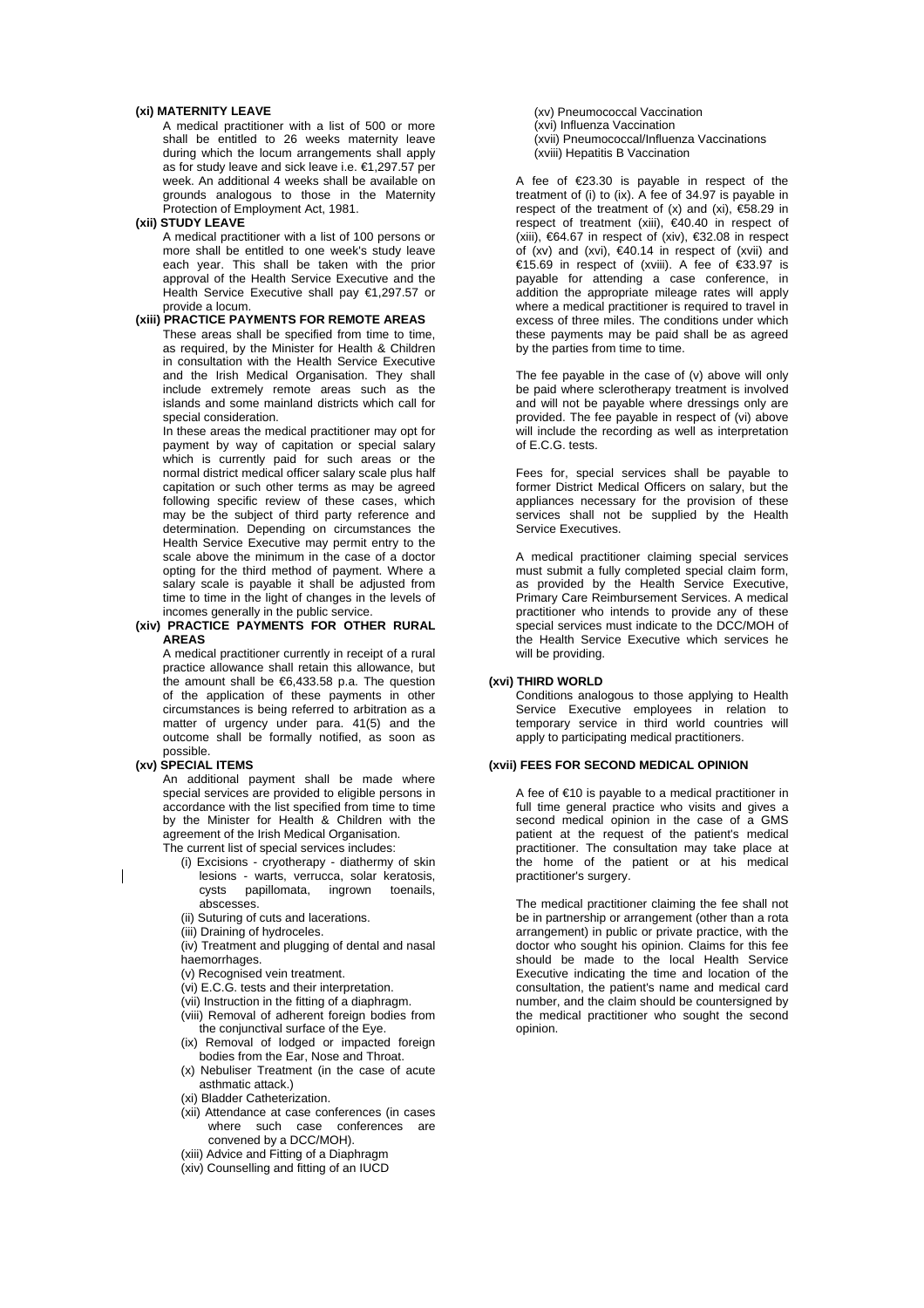**(xi) MATERNITY LEAVE**

A medical practitioner with a list of 500 or more shall be entitled to 26 weeks maternity leave during which the locum arrangements shall apply as for study leave and sick leave i.e. €1,297.57 per week. An additional 4 weeks shall be available on grounds analogous to those in the Maternity Protection of Employment Act, 1981.

**(xii) STUDY LEAVE**

A medical practitioner with a list of 100 persons or more shall be entitled to one week's study leave each year. This shall be taken with the prior approval of the Health Service Executive and the Health Service Executive shall pay €1,297.57 or provide a locum.

**(xiii) PRACTICE PAYMENTS FOR REMOTE AREAS**

These areas shall be specified from time to time, as required, by the Minister for Health & Children in consultation with the Health Service Executive and the Irish Medical Organisation. They shall include extremely remote areas such as the islands and some mainland districts which call for special consideration.

In these areas the medical practitioner may opt for payment by way of capitation or special salary which is currently paid for such areas or the normal district medical officer salary scale plus half capitation or such other terms as may be agreed following specific review of these cases, which may be the subject of third party reference and determination. Depending on circumstances the Health Service Executive may permit entry to the scale above the minimum in the case of a doctor opting for the third method of payment. Where a salary scale is payable it shall be adjusted from time to time in the light of changes in the levels of incomes generally in the public service.

**(xiv) PRACTICE PAYMENTS FOR OTHER RURAL AREAS**

A medical practitioner currently in receipt of a rural practice allowance shall retain this allowance, but the amount shall be €6,433.58 p.a. The question of the application of these payments in other circumstances is being referred to arbitration as a matter of urgency under para. 41(5) and the outcome shall be formally notified, as soon as possible.

**(xv) SPECIAL ITEMS**

An additional payment shall be made where special services are provided to eligible persons in accordance with the list specified from time to time by the Minister for Health & Children with the agreement of the Irish Medical Organisation.

The current list of special services includes:

- (i) Excisions - cryotherapy - diathermy of skin lesions - warts, verrucca, solar keratosis, cysts papillomata, ingrown toenails, abscesses.
- (ii) Suturing of cuts and lacerations.
- (iii) Draining of hydroceles.
- (iv) Treatment and plugging of dental and nasal haemorrhages.
- (v) Recognised vein treatment.
- (vi) E.C.G. tests and their interpretation.
- (vii) Instruction in the fitting of a diaphragm.
- (viii) Removal of adherent foreign bodies from the conjunctival surface of the Eye.
- (ix) Removal of lodged or impacted foreign bodies from the Ear, Nose and Throat.
- (x) Nebuliser Treatment (in the case of acute asthmatic attack.)
- (xi) Bladder Catheterization.
- (xii) Attendance at case conferences (in cases where such case conferences are convened by a DCC/MOH).
- (xiii) Advice and Fitting of a Diaphragm
- (xiv) Counselling and fitting of an IUCD
- (xv) Pneumococcal Vaccination
- (xvi) Influenza Vaccination
- (xvii) Pneumococcal/Influenza Vaccinations
- (xviii) Hepatitis B Vaccination

A fee of €23.30 is payable in respect of the treatment of (i) to (ix). A fee of 34.97 is payable in respect of the treatment of (x) and (xi), €58.29 in respect of treatment (xiii), €40.40 in respect of (xiii), €64.67 in respect of (xiv), €32.08 in respect of (xv) and (xvi), €40.14 in respect of (xvii) and €15.69 in respect of (xviii). A fee of €33.97 is payable for attending a case conference, in addition the appropriate mileage rates will apply where a medical practitioner is required to travel in excess of three miles. The conditions under which these payments may be paid shall be as agreed by the parties from time to time.

The fee payable in the case of (v) above will only be paid where sclerotherapy treatment is involved and will not be payable where dressings only are provided. The fee payable in respect of (vi) above will include the recording as well as interpretation of E.C.G. tests.

Fees for, special services shall be payable to former District Medical Officers on salary, but the appliances necessary for the provision of these services shall not be supplied by the Health Service Executives.

A medical practitioner claiming special services must submit a fully completed special claim form, as provided by the Health Service Executive, Primary Care Reimbursement Services. A medical practitioner who intends to provide any of these special services must indicate to the DCC/MOH of the Health Service Executive which services he will be providing.

**(xvi) THIRD WORLD**

Conditions analogous to those applying to Health Service Executive employees in relation to temporary service in third world countries will apply to participating medical practitioners.

**(xvii) FEES FOR SECOND MEDICAL OPINION**

A fee of €10 is payable to a medical practitioner in full time general practice who visits and gives a second medical opinion in the case of a GMS patient at the request of the patient's medical practitioner. The consultation may take place at the home of the patient or at his medical practitioner's surgery.

The medical practitioner claiming the fee shall not be in partnership or arrangement (other than a rota arrangement) in public or private practice, with the doctor who sought his opinion. Claims for this fee should be made to the local Health Service Executive indicating the time and location of the consultation, the patient's name and medical card number, and the claim should be countersigned by the medical practitioner who sought the second opinion.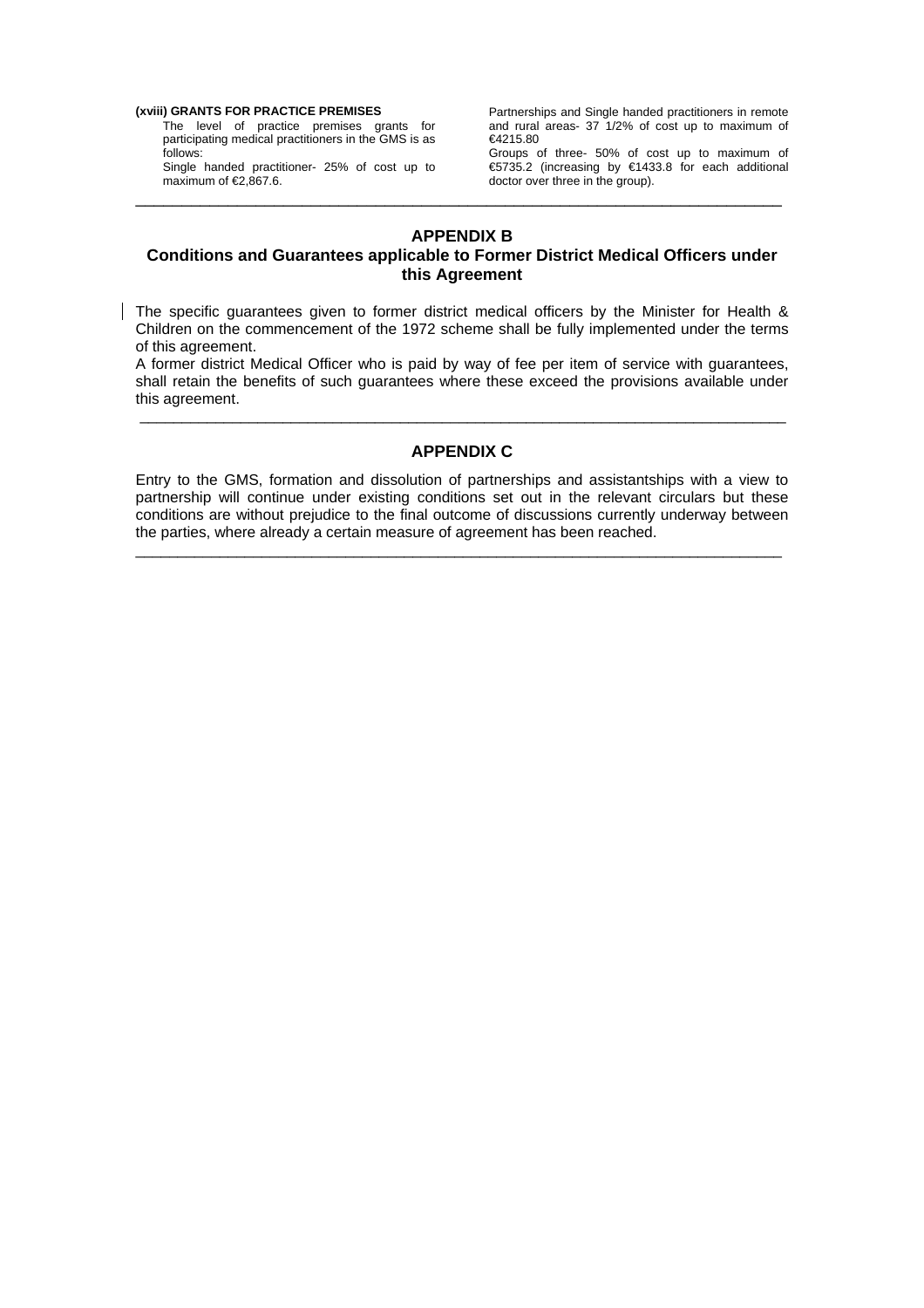**(xviii) GRANTS FOR PRACTICE PREMISES**

The level of practice premises grants for participating medical practitioners in the GMS is as follows:

Single handed practitioner- 25% of cost up to maximum of €2,867.6.

Partnerships and Single handed practitioners in remote and rural areas- 37 1/2% of cost up to maximum of €4215.80

Groups of three- 50% of cost up to maximum of €5735.2 (increasing by €1433.8 for each additional doctor over three in the group).

---

## APPENDIX B

## Conditions and Guarantees applicable to Former District Medical Officers under this Agreement

The specific guarantees given to former district medical officers by the Minister for Health & Children on the commencement of the 1972 scheme shall be fully implemented under the terms of this agreement.

A former district Medical Officer who is paid by way of fee per item of service with guarantees, shall retain the benefits of such guarantees where these exceed the provisions available under this agreement.

---

## APPENDIX C

Entry to the GMS, formation and dissolution of partnerships and assistantships with a view to partnership will continue under existing conditions set out in the relevant circulars but these conditions are without prejudice to the final outcome of discussions currently underway between the parties, where already a certain measure of agreement has been reached.

---